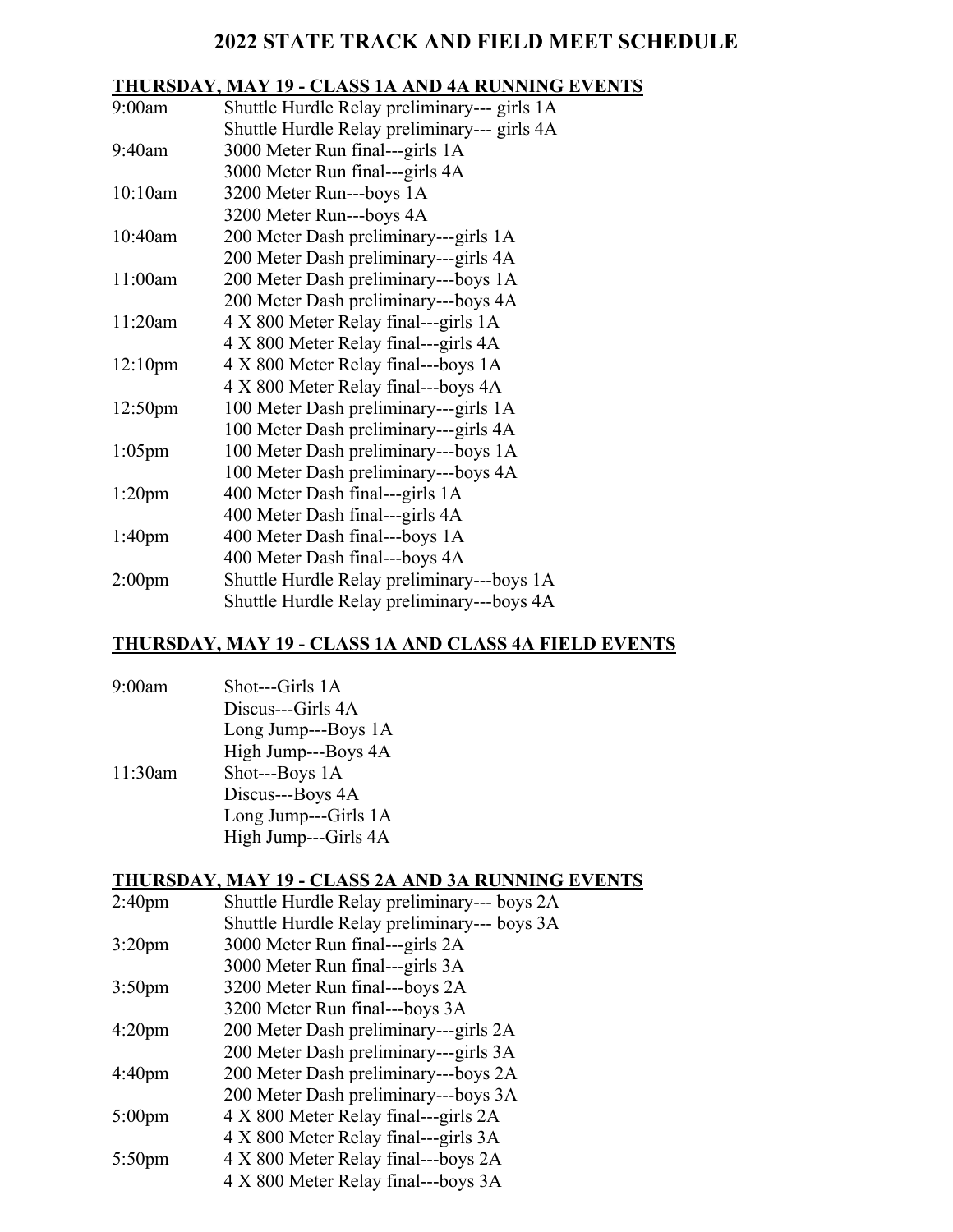# 2022 STATE TRACK AND FIELD MEET SCHEDULE

## THURSDAY, MAY 19 - CLASS 1A AND 4A RUNNING EVENTS

| | |
|---|---|
| 9:00am | Shuttle Hurdle Relay preliminary--- girls 1A |
| | Shuttle Hurdle Relay preliminary--- girls 4A |
| 9:40am | 3000 Meter Run final---girls 1A |
| | 3000 Meter Run final---girls 4A |
| 10:10am | 3200 Meter Run---boys 1A |
| | 3200 Meter Run---boys 4A |
| 10:40am | 200 Meter Dash preliminary---girls 1A |
| | 200 Meter Dash preliminary---girls 4A |
| 11:00am | 200 Meter Dash preliminary---boys 1A |
| | 200 Meter Dash preliminary---boys 4A |
| 11:20am | 4 X 800 Meter Relay final---girls 1A |
| | 4 X 800 Meter Relay final---girls 4A |
| 12:10pm | 4 X 800 Meter Relay final---boys 1A |
| | 4 X 800 Meter Relay final---boys 4A |
| 12:50pm | 100 Meter Dash preliminary---girls 1A |
| | 100 Meter Dash preliminary---girls 4A |
| 1:05pm | 100 Meter Dash preliminary---boys 1A |
| | 100 Meter Dash preliminary---boys 4A |
| 1:20pm | 400 Meter Dash final---girls 1A |
| | 400 Meter Dash final---girls 4A |
| 1:40pm | 400 Meter Dash final---boys 1A |
| | 400 Meter Dash final---boys 4A |
| 2:00pm | Shuttle Hurdle Relay preliminary---boys 1A |
| | Shuttle Hurdle Relay preliminary---boys 4A |

## THURSDAY, MAY 19 - CLASS 1A AND CLASS 4A FIELD EVENTS

| | |
|---|---|
| 9:00am | Shot---Girls 1A |
| | Discus---Girls 4A |
| | Long Jump---Boys 1A |
| | High Jump---Boys 4A |
| 11:30am | Shot---Boys 1A |
| | Discus---Boys 4A |
| | Long Jump---Girls 1A |
| | High Jump---Girls 4A |

## THURSDAY, MAY 19 - CLASS 2A AND 3A RUNNING EVENTS

| | |
|---|---|
| 2:40pm | Shuttle Hurdle Relay preliminary--- boys 2A |
| | Shuttle Hurdle Relay preliminary--- boys 3A |
| 3:20pm | 3000 Meter Run final---girls 2A |
| | 3000 Meter Run final---girls 3A |
| 3:50pm | 3200 Meter Run final---boys 2A |
| | 3200 Meter Run final---boys 3A |
| 4:20pm | 200 Meter Dash preliminary---girls 2A |
| | 200 Meter Dash preliminary---girls 3A |
| 4:40pm | 200 Meter Dash preliminary---boys 2A |
| | 200 Meter Dash preliminary---boys 3A |
| 5:00pm | 4 X 800 Meter Relay final---girls 2A |
| | 4 X 800 Meter Relay final---girls 3A |
| 5:50pm | 4 X 800 Meter Relay final---boys 2A |
| | 4 X 800 Meter Relay final---boys 3A |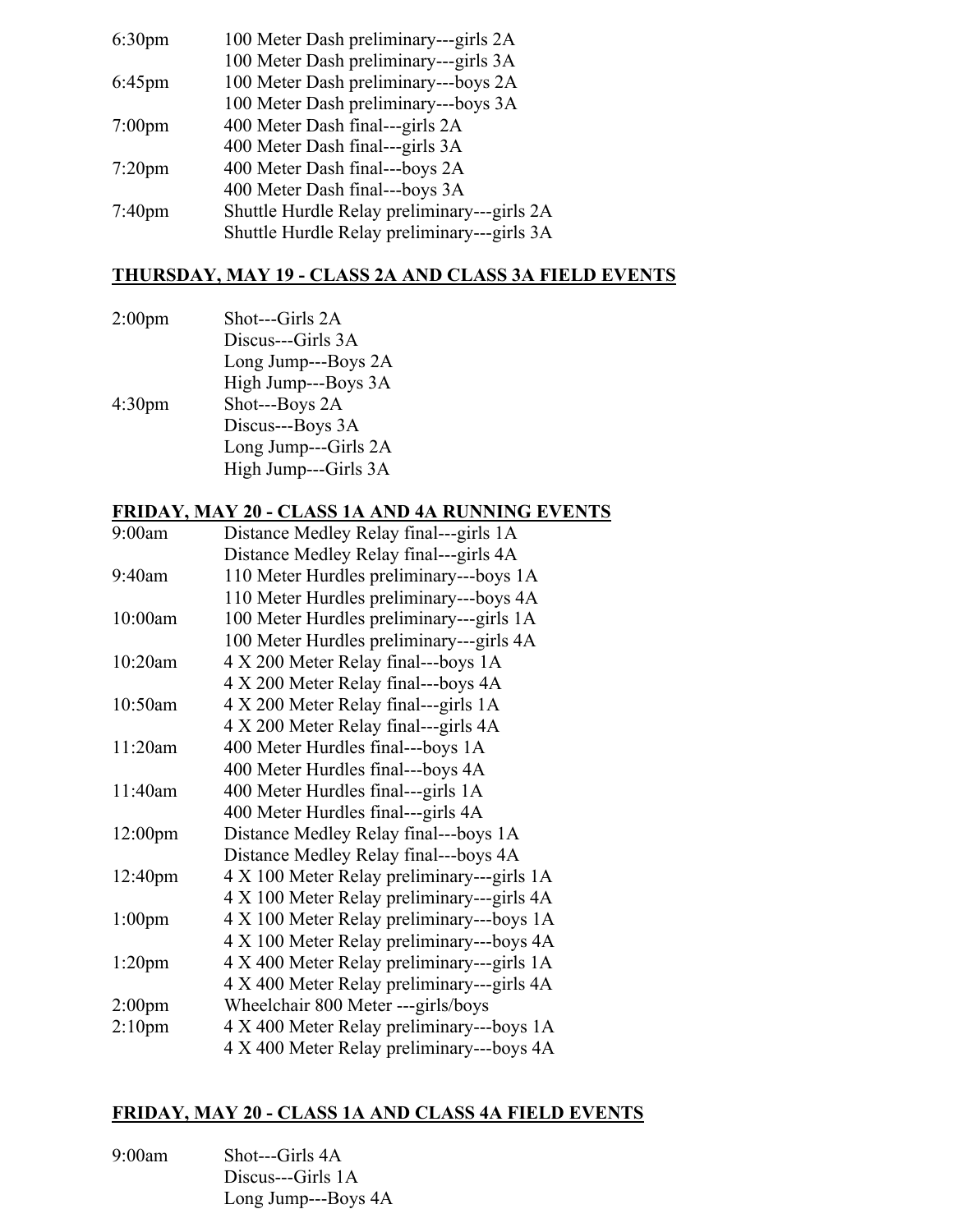| | |
|---|---|
| 6:30pm | 100 Meter Dash preliminary---girls 2A |
| | 100 Meter Dash preliminary---girls 3A |
| 6:45pm | 100 Meter Dash preliminary---boys 2A |
| | 100 Meter Dash preliminary---boys 3A |
| 7:00pm | 400 Meter Dash final---girls 2A |
| | 400 Meter Dash final---girls 3A |
| 7:20pm | 400 Meter Dash final---boys 2A |
| | 400 Meter Dash final---boys 3A |
| 7:40pm | Shuttle Hurdle Relay preliminary---girls 2A |
| | Shuttle Hurdle Relay preliminary---girls 3A |

**THURSDAY, MAY 19 - CLASS 2A AND CLASS 3A FIELD EVENTS**

| | |
|---|---|
| 2:00pm | Shot---Girls 2A |
| | Discus---Girls 3A |
| | Long Jump---Boys 2A |
| | High Jump---Boys 3A |
| 4:30pm | Shot---Boys 2A |
| | Discus---Boys 3A |
| | Long Jump---Girls 2A |
| | High Jump---Girls 3A |

**FRIDAY, MAY 20 - CLASS 1A AND 4A RUNNING EVENTS**

| | |
|---|---|
| 9:00am | Distance Medley Relay final---girls 1A |
| | Distance Medley Relay final---girls 4A |
| 9:40am | 110 Meter Hurdles preliminary---boys 1A |
| | 110 Meter Hurdles preliminary---boys 4A |
| 10:00am | 100 Meter Hurdles preliminary---girls 1A |
| | 100 Meter Hurdles preliminary---girls 4A |
| 10:20am | 4 X 200 Meter Relay final---boys 1A |
| | 4 X 200 Meter Relay final---boys 4A |
| 10:50am | 4 X 200 Meter Relay final---girls 1A |
| | 4 X 200 Meter Relay final---girls 4A |
| 11:20am | 400 Meter Hurdles final---boys 1A |
| | 400 Meter Hurdles final---boys 4A |
| 11:40am | 400 Meter Hurdles final---girls 1A |
| | 400 Meter Hurdles final---girls 4A |
| 12:00pm | Distance Medley Relay final---boys 1A |
| | Distance Medley Relay final---boys 4A |
| 12:40pm | 4 X 100 Meter Relay preliminary---girls 1A |
| | 4 X 100 Meter Relay preliminary---girls 4A |
| 1:00pm | 4 X 100 Meter Relay preliminary---boys 1A |
| | 4 X 100 Meter Relay preliminary---boys 4A |
| 1:20pm | 4 X 400 Meter Relay preliminary---girls 1A |
| | 4 X 400 Meter Relay preliminary---girls 4A |
| 2:00pm | Wheelchair 800 Meter ---girls/boys |
| 2:10pm | 4 X 400 Meter Relay preliminary---boys 1A |
| | 4 X 400 Meter Relay preliminary---boys 4A |

**FRIDAY, MAY 20 - CLASS 1A AND CLASS 4A FIELD EVENTS**

| | |
|---|---|
| 9:00am | Shot---Girls 4A |
| | Discus---Girls 1A |
| | Long Jump---Boys 4A |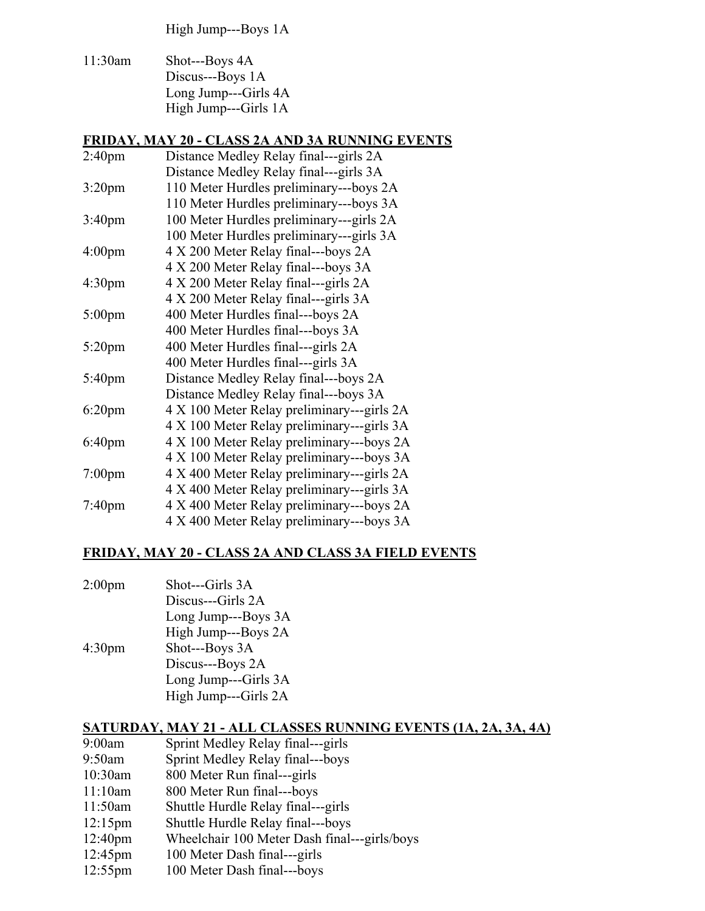High Jump---Boys 1A

11:30am Shot---Boys 4A
Discus---Boys 1A
Long Jump---Girls 4A
High Jump---Girls 1A

## FRIDAY, MAY 20 - CLASS 2A AND 3A RUNNING EVENTS

| | |
|---|---|
| 2:40pm | Distance Medley Relay final---girls 2A |
| | Distance Medley Relay final---girls 3A |
| 3:20pm | 110 Meter Hurdles preliminary---boys 2A |
| | 110 Meter Hurdles preliminary---boys 3A |
| 3:40pm | 100 Meter Hurdles preliminary---girls 2A |
| | 100 Meter Hurdles preliminary---girls 3A |
| 4:00pm | 4 X 200 Meter Relay final---boys 2A |
| | 4 X 200 Meter Relay final---boys 3A |
| 4:30pm | 4 X 200 Meter Relay final---girls 2A |
| | 4 X 200 Meter Relay final---girls 3A |
| 5:00pm | 400 Meter Hurdles final---boys 2A |
| | 400 Meter Hurdles final---boys 3A |
| 5:20pm | 400 Meter Hurdles final---girls 2A |
| | 400 Meter Hurdles final---girls 3A |
| 5:40pm | Distance Medley Relay final---boys 2A |
| | Distance Medley Relay final---boys 3A |
| 6:20pm | 4 X 100 Meter Relay preliminary---girls 2A |
| | 4 X 100 Meter Relay preliminary---girls 3A |
| 6:40pm | 4 X 100 Meter Relay preliminary---boys 2A |
| | 4 X 100 Meter Relay preliminary---boys 3A |
| 7:00pm | 4 X 400 Meter Relay preliminary---girls 2A |
| | 4 X 400 Meter Relay preliminary---girls 3A |
| 7:40pm | 4 X 400 Meter Relay preliminary---boys 2A |
| | 4 X 400 Meter Relay preliminary---boys 3A |

## FRIDAY, MAY 20 - CLASS 2A AND CLASS 3A FIELD EVENTS

| | |
|---|---|
| 2:00pm | Shot---Girls 3A |
| | Discus---Girls 2A |
| | Long Jump---Boys 3A |
| | High Jump---Boys 2A |
| 4:30pm | Shot---Boys 3A |
| | Discus---Boys 2A |
| | Long Jump---Girls 3A |
| | High Jump---Girls 2A |

## SATURDAY, MAY 21 - ALL CLASSES RUNNING EVENTS (1A, 2A, 3A, 4A)

| | |
|---|---|
| 9:00am | Sprint Medley Relay final---girls |
| 9:50am | Sprint Medley Relay final---boys |
| 10:30am | 800 Meter Run final---girls |
| 11:10am | 800 Meter Run final---boys |
| 11:50am | Shuttle Hurdle Relay final---girls |
| 12:15pm | Shuttle Hurdle Relay final---boys |
| 12:40pm | Wheelchair 100 Meter Dash final---girls/boys |
| 12:45pm | 100 Meter Dash final---girls |
| 12:55pm | 100 Meter Dash final---boys |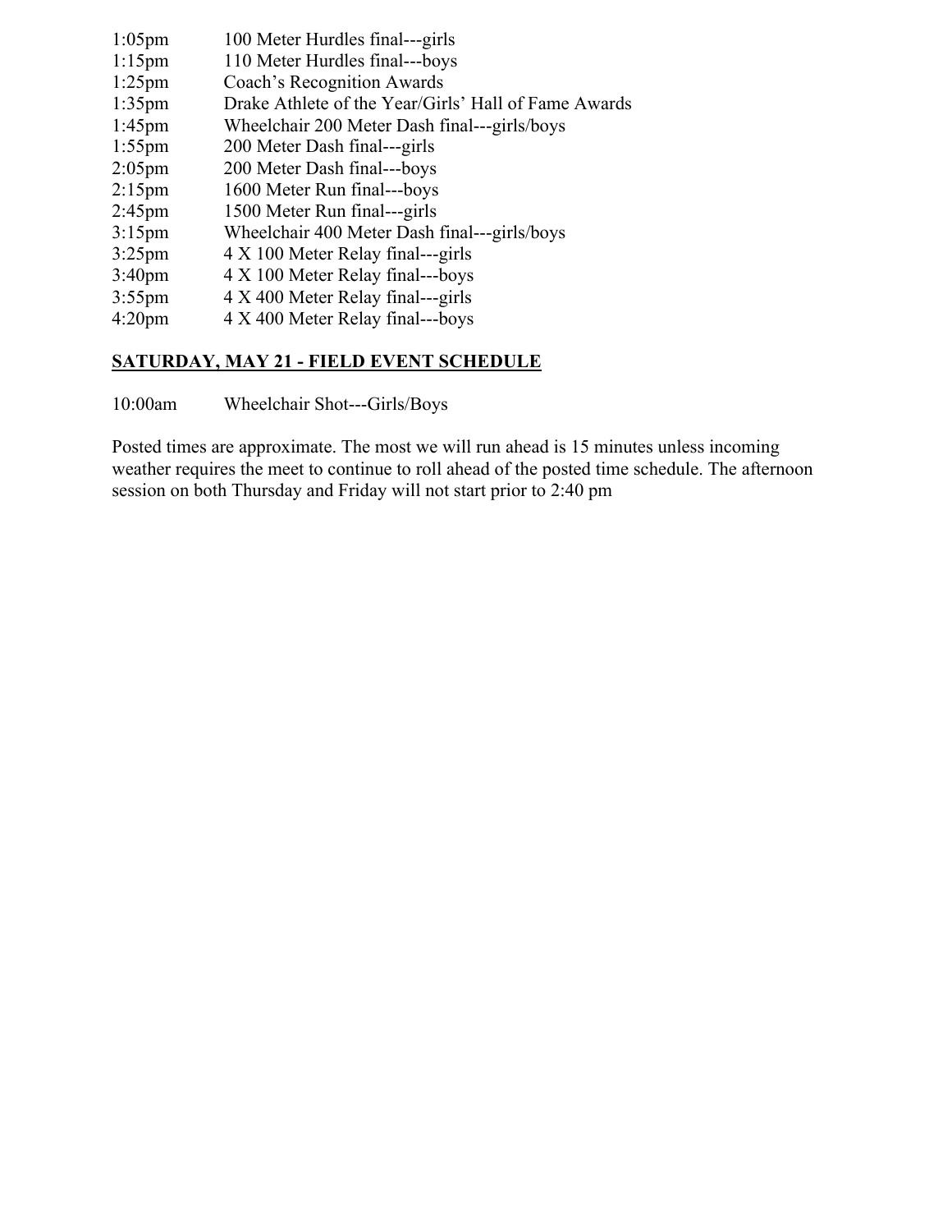1:05pm 100 Meter Hurdles final---girls
1:15pm 110 Meter Hurdles final---boys
1:25pm Coach's Recognition Awards
1:35pm Drake Athlete of the Year/Girls' Hall of Fame Awards
1:45pm Wheelchair 200 Meter Dash final---girls/boys
1:55pm 200 Meter Dash final---girls
2:05pm 200 Meter Dash final---boys
2:15pm 1600 Meter Run final---boys
2:45pm 1500 Meter Run final---girls
3:15pm Wheelchair 400 Meter Dash final---girls/boys
3:25pm 4 X 100 Meter Relay final---girls
3:40pm 4 X 100 Meter Relay final---boys
3:55pm 4 X 400 Meter Relay final---girls
4:20pm 4 X 400 Meter Relay final---boys

## SATURDAY, MAY 21 - FIELD EVENT SCHEDULE

10:00am Wheelchair Shot---Girls/Boys

Posted times are approximate. The most we will run ahead is 15 minutes unless incoming weather requires the meet to continue to roll ahead of the posted time schedule. The afternoon session on both Thursday and Friday will not start prior to 2:40 pm